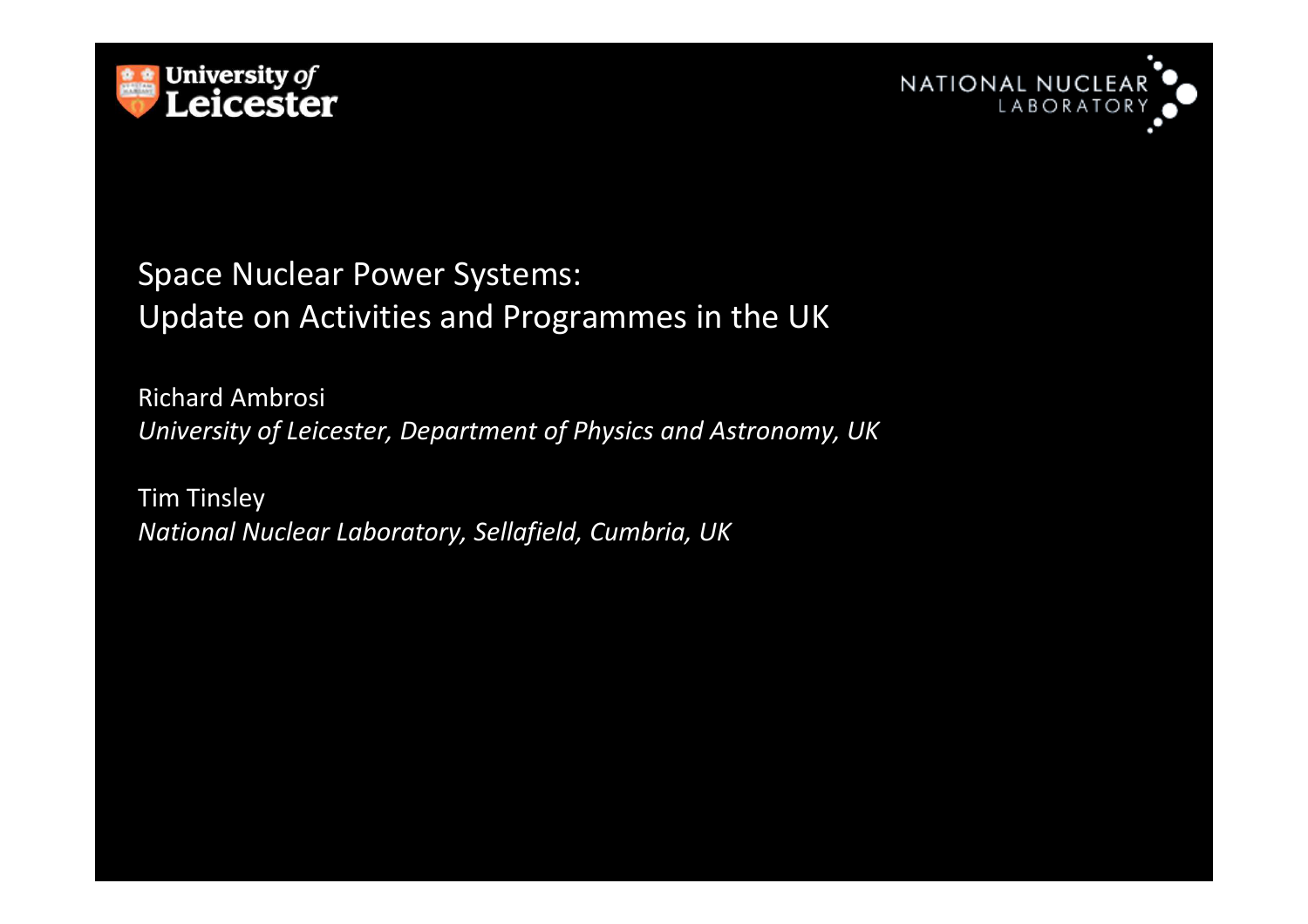University of Leicester

NATIONAL NUCLEAR LABORATORY

# Space Nuclear Power Systems: Update on Activities and Programmes in the UK

Richard Ambrosi
*University of Leicester, Department of Physics and Astronomy, UK*

Tim Tinsley
*National Nuclear Laboratory, Sellafield, Cumbria, UK*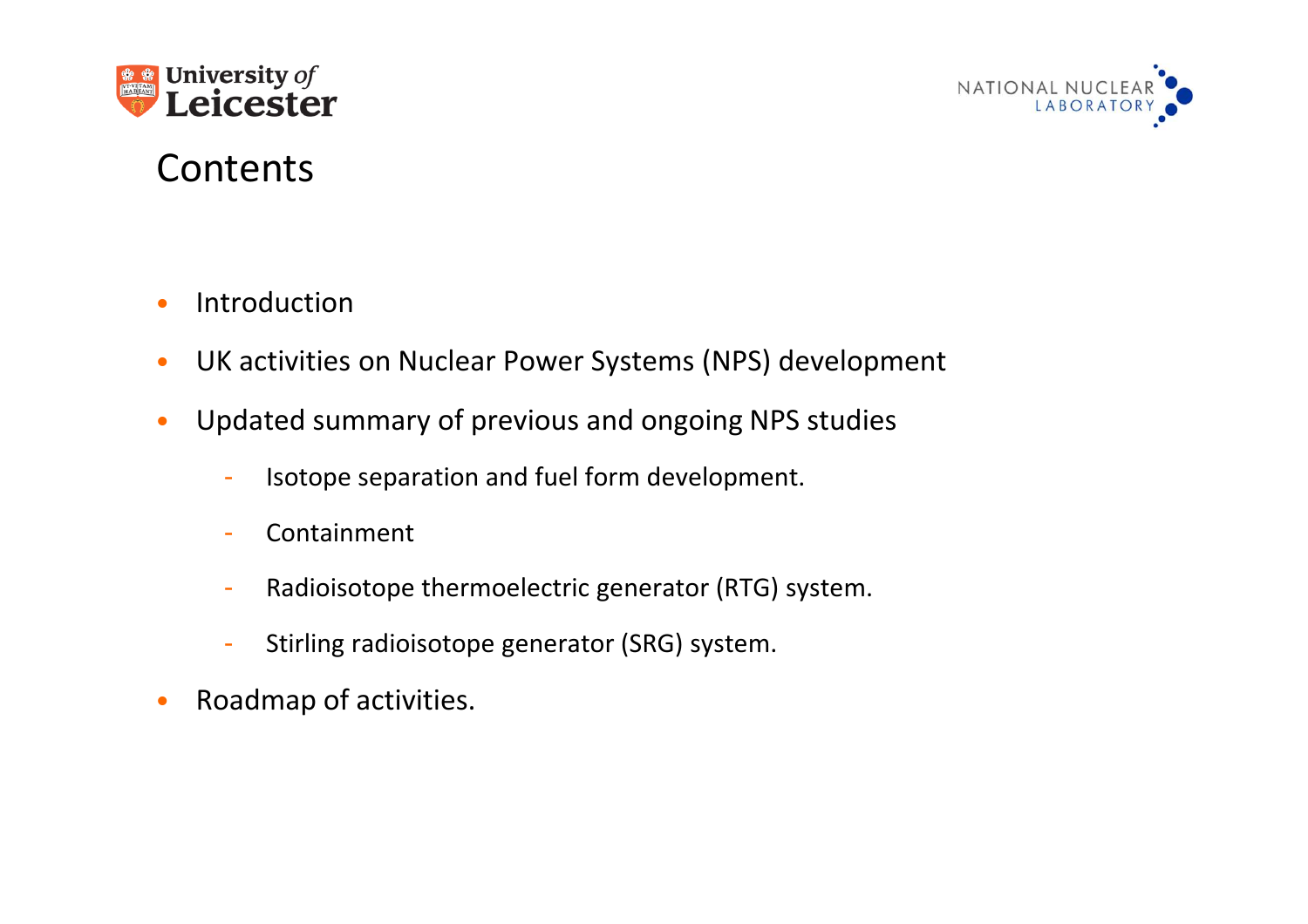# Contents

- Introduction
- UK activities on Nuclear Power Systems (NPS) development
- Updated summary of previous and ongoing NPS studies
  - Isotope separation and fuel form development.
  - Containment
  - Radioisotope thermoelectric generator (RTG) system.
  - Stirling radioisotope generator (SRG) system.
- Roadmap of activities.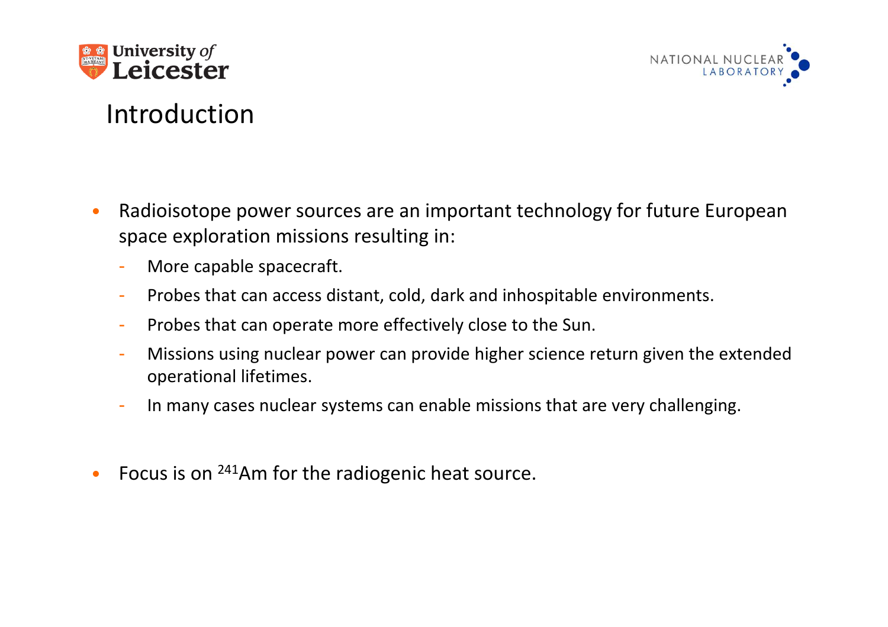# Introduction

- Radioisotope power sources are an important technology for future European space exploration missions resulting in:
  - More capable spacecraft.
  - Probes that can access distant, cold, dark and inhospitable environments.
  - Probes that can operate more effectively close to the Sun.
  - Missions using nuclear power can provide higher science return given the extended operational lifetimes.
  - In many cases nuclear systems can enable missions that are very challenging.

- Focus is on $^{241}$Am for the radiogenic heat source.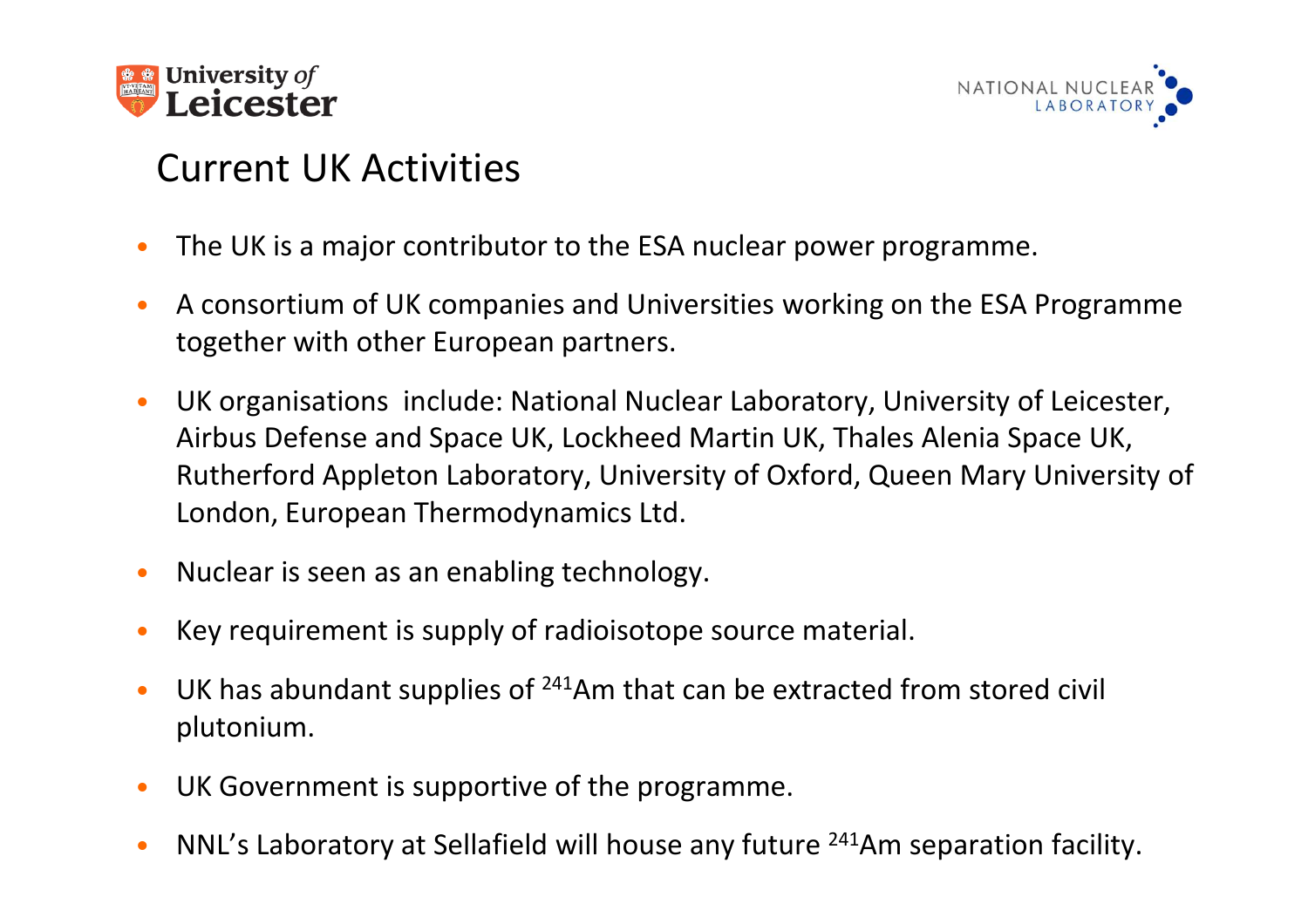# Current UK Activities

- The UK is a major contributor to the ESA nuclear power programme.
- A consortium of UK companies and Universities working on the ESA Programme together with other European partners.
- UK organisations include: National Nuclear Laboratory, University of Leicester, Airbus Defense and Space UK, Lockheed Martin UK, Thales Alenia Space UK, Rutherford Appleton Laboratory, University of Oxford, Queen Mary University of London, European Thermodynamics Ltd.
- Nuclear is seen as an enabling technology.
- Key requirement is supply of radioisotope source material.
- UK has abundant supplies of $^{241}$Am that can be extracted from stored civil plutonium.
- UK Government is supportive of the programme.
- NNL's Laboratory at Sellafield will house any future $^{241}$Am separation facility.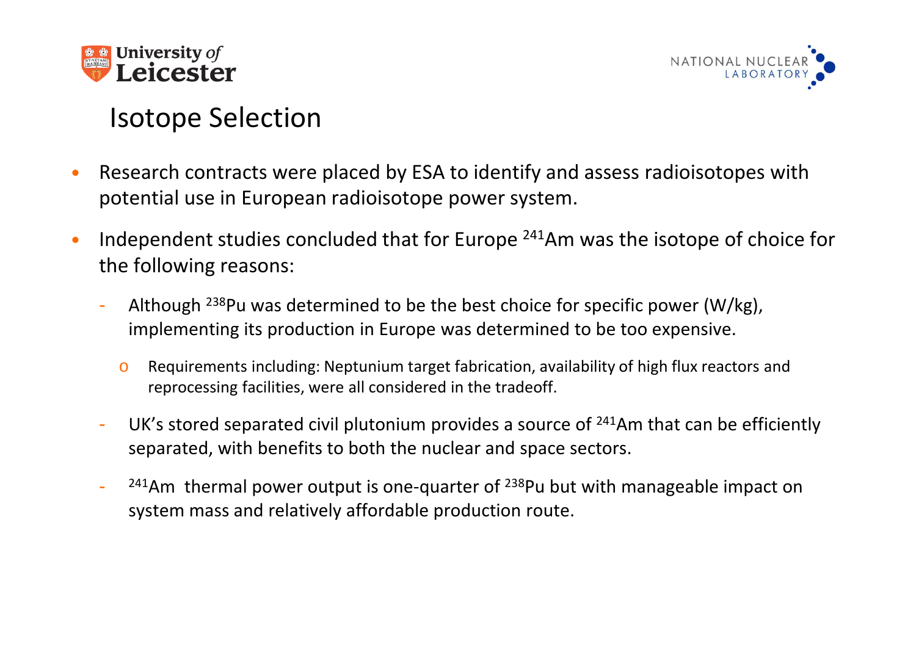# Isotope Selection

- Research contracts were placed by ESA to identify and assess radioisotopes with potential use in European radioisotope power system.
- Independent studies concluded that for Europe $^{241}$Am was the isotope of choice for the following reasons:
  - Although $^{238}$Pu was determined to be the best choice for specific power (W/kg), implementing its production in Europe was determined to be too expensive.
    - Requirements including: Neptunium target fabrication, availability of high flux reactors and reprocessing facilities, were all considered in the tradeoff.
  - UK's stored separated civil plutonium provides a source of $^{241}$Am that can be efficiently separated, with benefits to both the nuclear and space sectors.
  - $^{241}$Am thermal power output is one-quarter of $^{238}$Pu but with manageable impact on system mass and relatively affordable production route.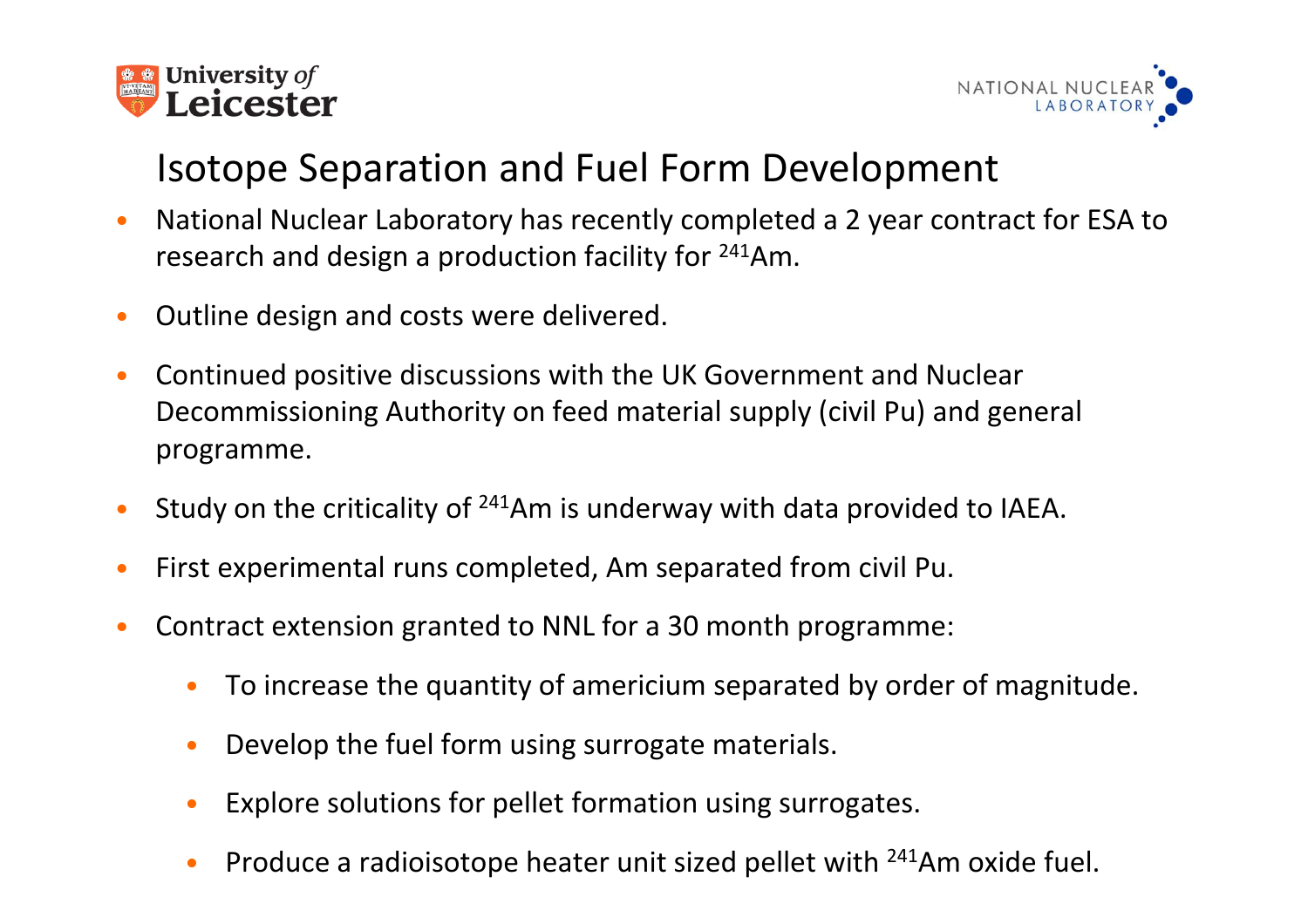# Isotope Separation and Fuel Form Development

- National Nuclear Laboratory has recently completed a 2 year contract for ESA to research and design a production facility for $^{241}$Am.
- Outline design and costs were delivered.
- Continued positive discussions with the UK Government and Nuclear Decommissioning Authority on feed material supply (civil Pu) and general programme.
- Study on the criticality of $^{241}$Am is underway with data provided to IAEA.
- First experimental runs completed, Am separated from civil Pu.
- Contract extension granted to NNL for a 30 month programme:
  - To increase the quantity of americium separated by order of magnitude.
  - Develop the fuel form using surrogate materials.
  - Explore solutions for pellet formation using surrogates.
  - Produce a radioisotope heater unit sized pellet with $^{241}$Am oxide fuel.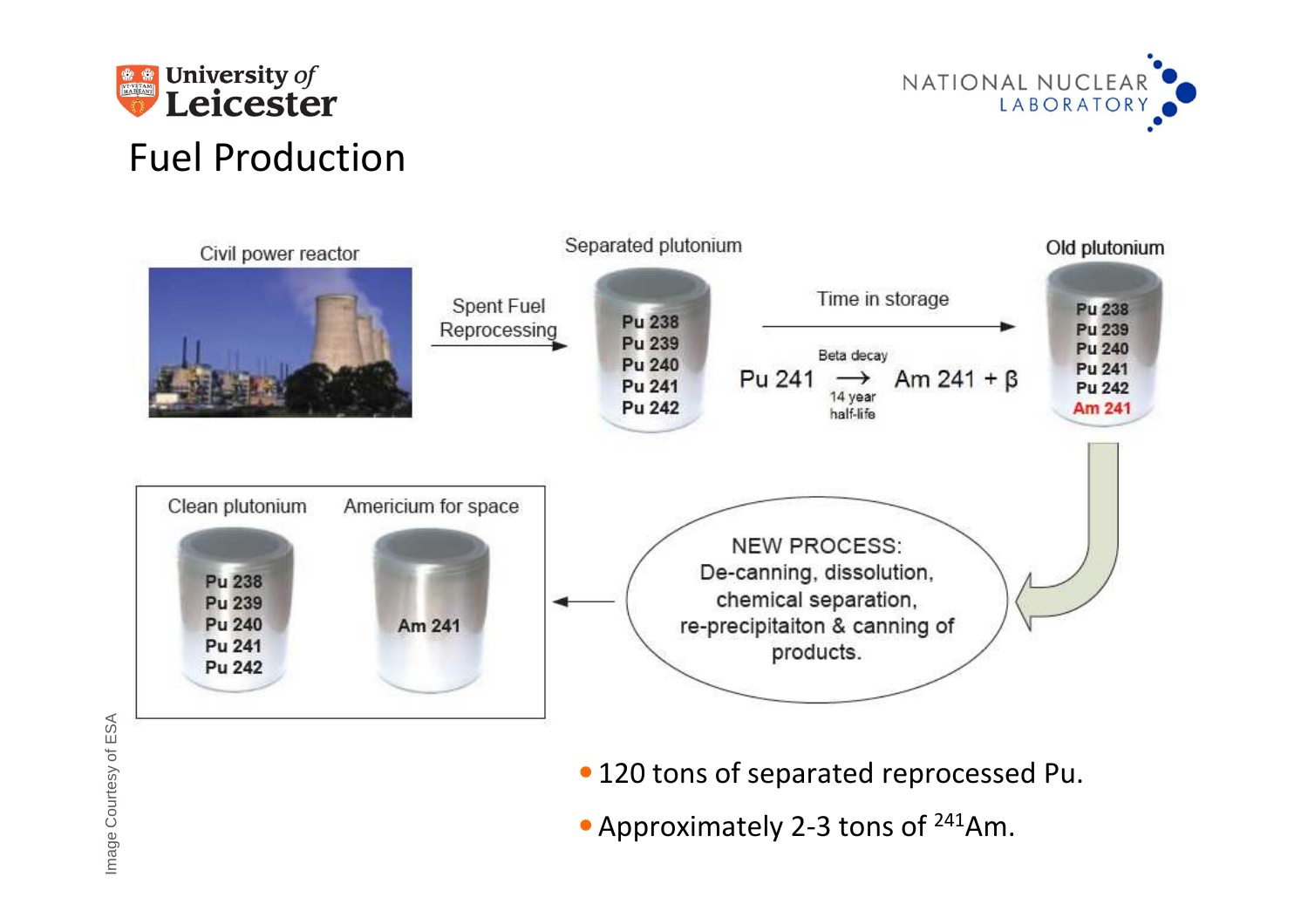# Fuel Production

Civil power reactor

Spent Fuel Reprocessing

Separated plutonium

Pu 238
Pu 239
Pu 240
Pu 241
Pu 242

Time in storage

Pu 241 $\xrightarrow{\text{Beta decay}}$ Am 241 + $\beta$

14 year half-life

Old plutonium

Pu 238
Pu 239
Pu 240
Pu 241
Pu 242
Am 241

NEW PROCESS:
De-canning, dissolution, chemical separation, re-precipitaiton & canning of products.

Clean plutonium

Pu 238
Pu 239
Pu 240
Pu 241
Pu 242

Americium for space

Am 241

Image Courtesy of ESA

- 120 tons of separated reprocessed Pu.
- Approximately 2-3 tons of $^{241}$Am.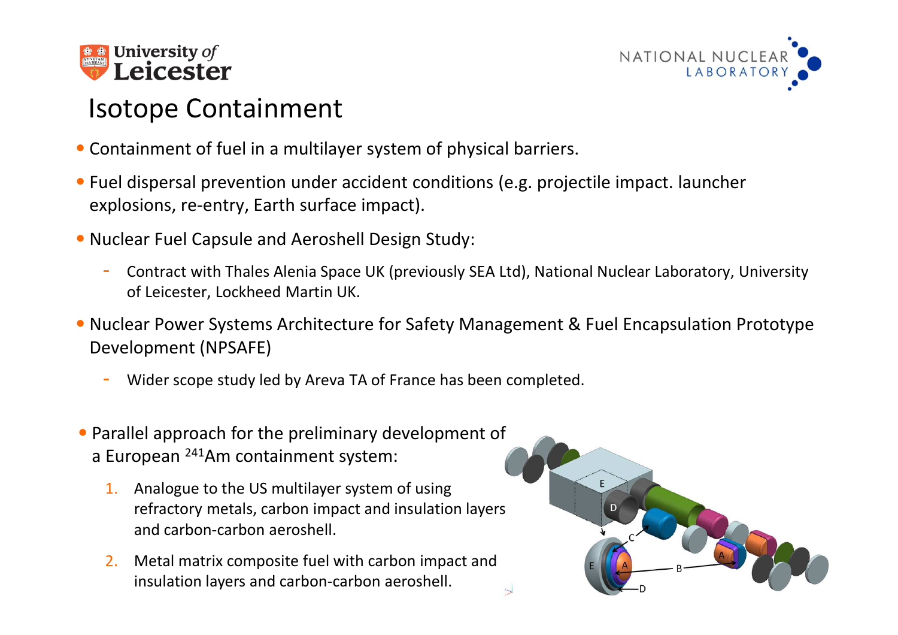# Isotope Containment

- Containment of fuel in a multilayer system of physical barriers.
- Fuel dispersal prevention under accident conditions (e.g. projectile impact. launcher explosions, re-entry, Earth surface impact).
- Nuclear Fuel Capsule and Aeroshell Design Study:
  - Contract with Thales Alenia Space UK (previously SEA Ltd), National Nuclear Laboratory, University of Leicester, Lockheed Martin UK.
- Nuclear Power Systems Architecture for Safety Management & Fuel Encapsulation Prototype Development (NPSAFE)
  - Wider scope study led by Areva TA of France has been completed.
- Parallel approach for the preliminary development of a European $^{241}$Am containment system:
  1. Analogue to the US multilayer system of using refractory metals, carbon impact and insulation layers and carbon-carbon aeroshell.
  2. Metal matrix composite fuel with carbon impact and insulation layers and carbon-carbon aeroshell.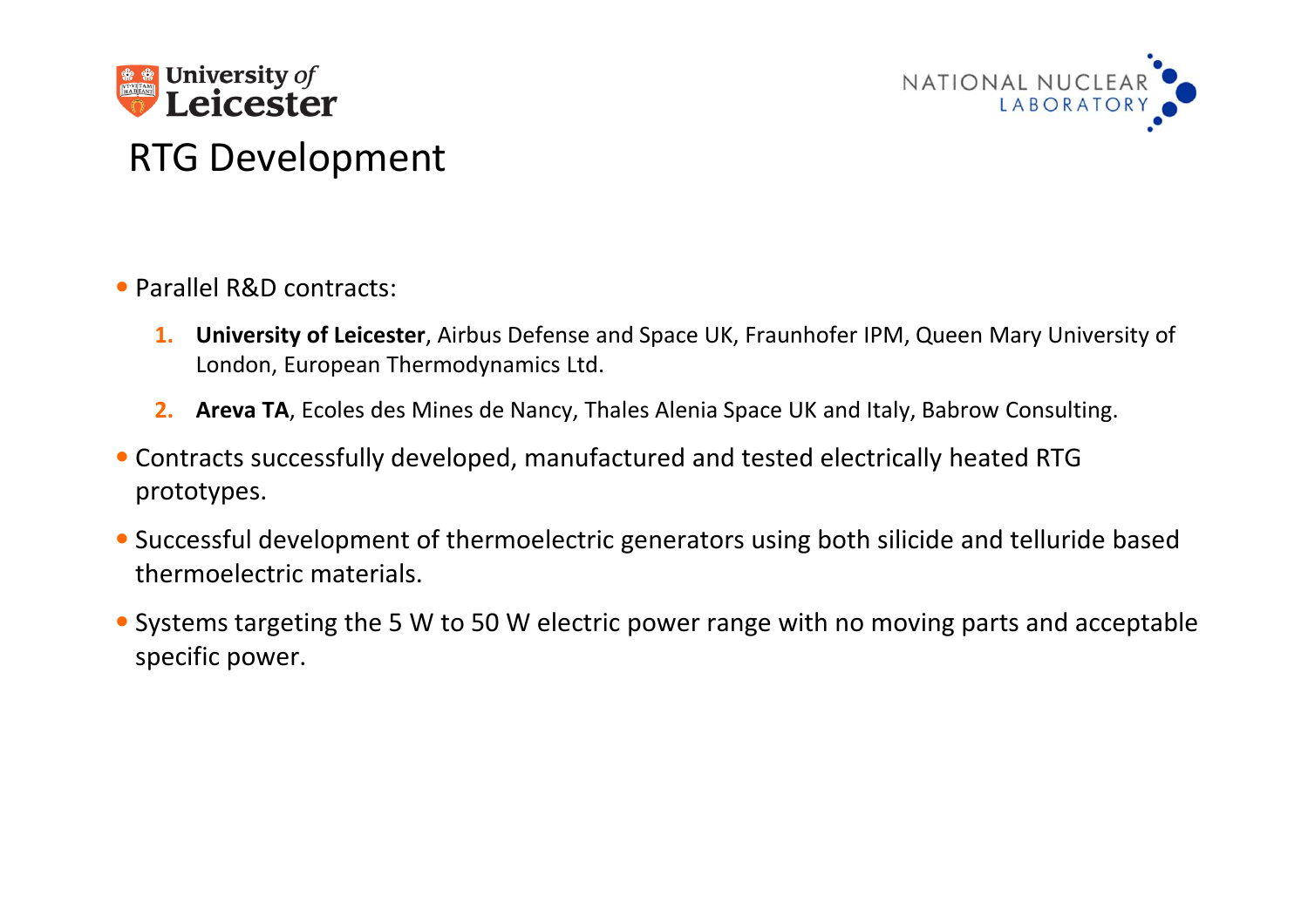# RTG Development

- Parallel R&D contracts:
  1. **University of Leicester**, Airbus Defense and Space UK, Fraunhofer IPM, Queen Mary University of London, European Thermodynamics Ltd.
  2. **Areva TA**, Ecoles des Mines de Nancy, Thales Alenia Space UK and Italy, Babrow Consulting.
- Contracts successfully developed, manufactured and tested electrically heated RTG prototypes.
- Successful development of thermoelectric generators using both silicide and telluride based thermoelectric materials.
- Systems targeting the 5 W to 50 W electric power range with no moving parts and acceptable specific power.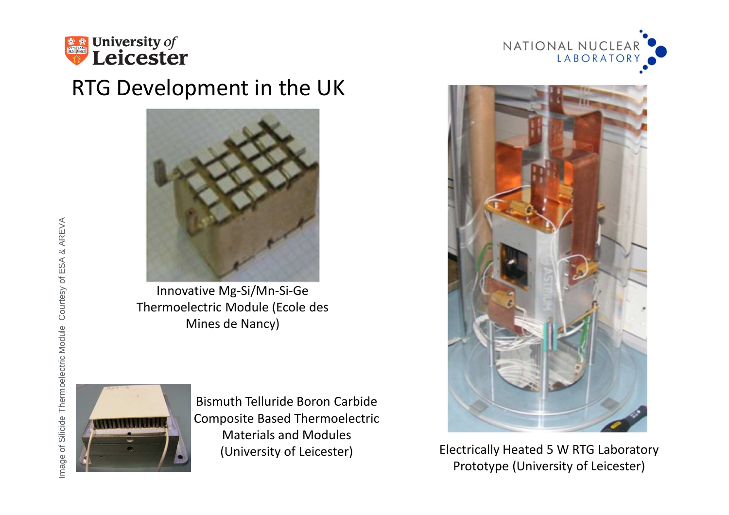# RTG Development in the UK

Innovative Mg-Si/Mn-Si-Ge Thermoelectric Module (Ecole des Mines de Nancy)

Bismuth Telluride Boron Carbide Composite Based Thermoelectric Materials and Modules (University of Leicester)

Electrically Heated 5 W RTG Laboratory Prototype (University of Leicester)

Image of Silicide Thermoelectric Module Courtesy of ESA & AREVA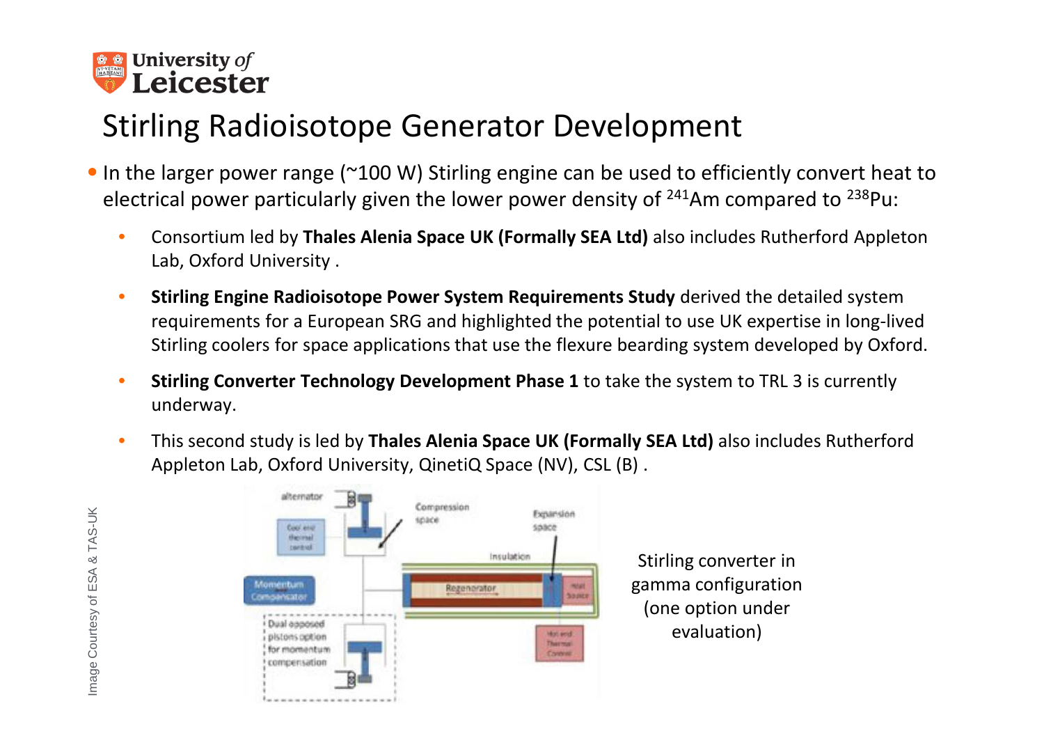# Stirling Radioisotope Generator Development

- In the larger power range (~100 W) Stirling engine can be used to efficiently convert heat to electrical power particularly given the lower power density of $^{241}$Am compared to $^{238}$Pu:
  - Consortium led by **Thales Alenia Space UK (Formally SEA Ltd)** also includes Rutherford Appleton Lab, Oxford University .
  - **Stirling Engine Radioisotope Power System Requirements Study** derived the detailed system requirements for a European SRG and highlighted the potential to use UK expertise in long-lived Stirling coolers for space applications that use the flexure bearding system developed by Oxford.
  - **Stirling Converter Technology Development Phase 1** to take the system to TRL 3 is currently underway.
  - This second study is led by **Thales Alenia Space UK (Formally SEA Ltd)** also includes Rutherford Appleton Lab, Oxford University, QinetiQ Space (NV), CSL (B) .

Image Courtesy of ESA & TAS-UK

Stirling converter in gamma configuration (one option under evaluation)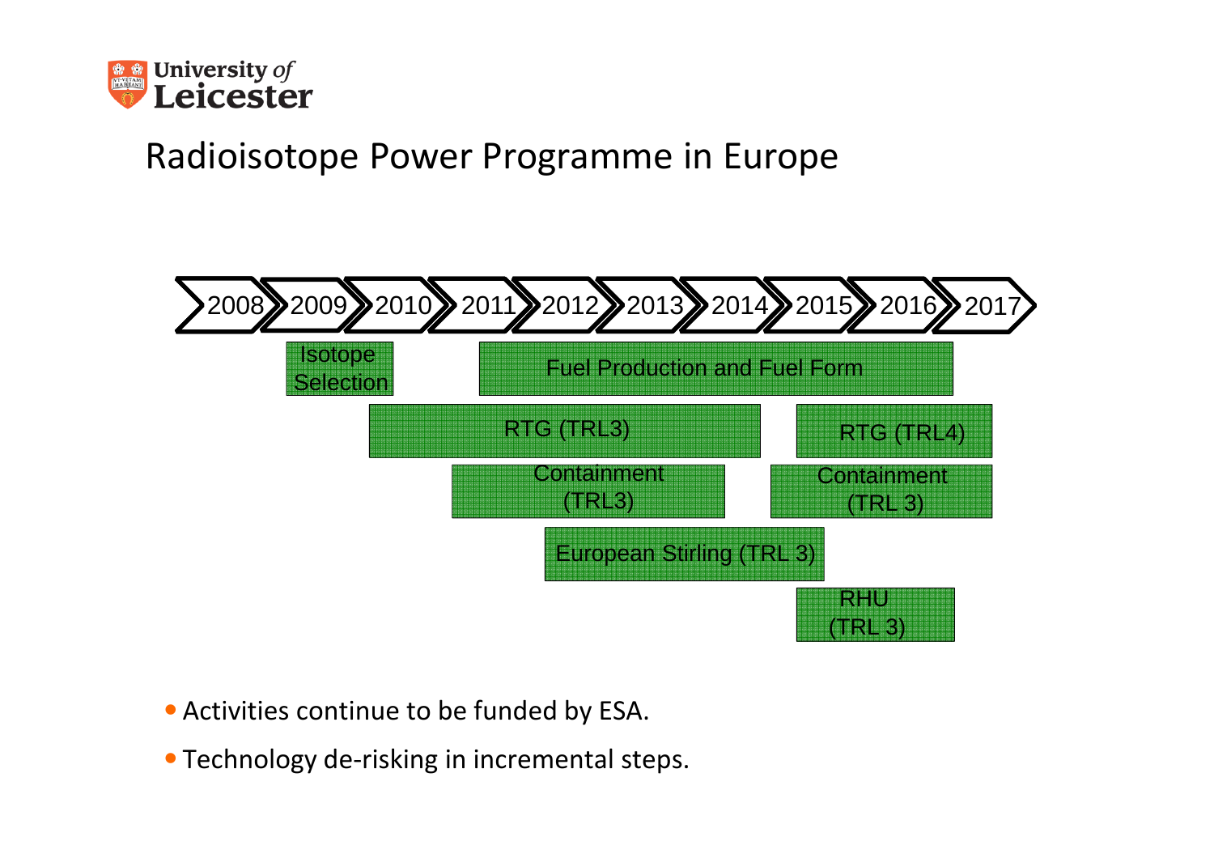# Radioisotope Power Programme in Europe

| Activity | 2008 | 2009 | 2010 | 2011 | 2012 | 2013 | 2014 | 2015 | 2016 | 2017 |
|---|---|---|---|---|---|---|---|---|---|---|
| Isotope Selection | | X | | | | | | | | |
| Fuel Production and Fuel Form | | | | X | X | X | X | X | X | |
| RTG (TRL3) | | | X | X | X | X | | | | |
| RTG (TRL4) | | | | | | | | X | X | |
| Containment (TRL3) | | | | X | X | X | | | | |
| Containment (TRL 3) | | | | | | | | X | X | |
| European Stirling (TRL 3) | | | | | X | X | X | | | |
| RHU (TRL 3) | | | | | | | | X | X | |

- Activities continue to be funded by ESA.
- Technology de-risking in incremental steps.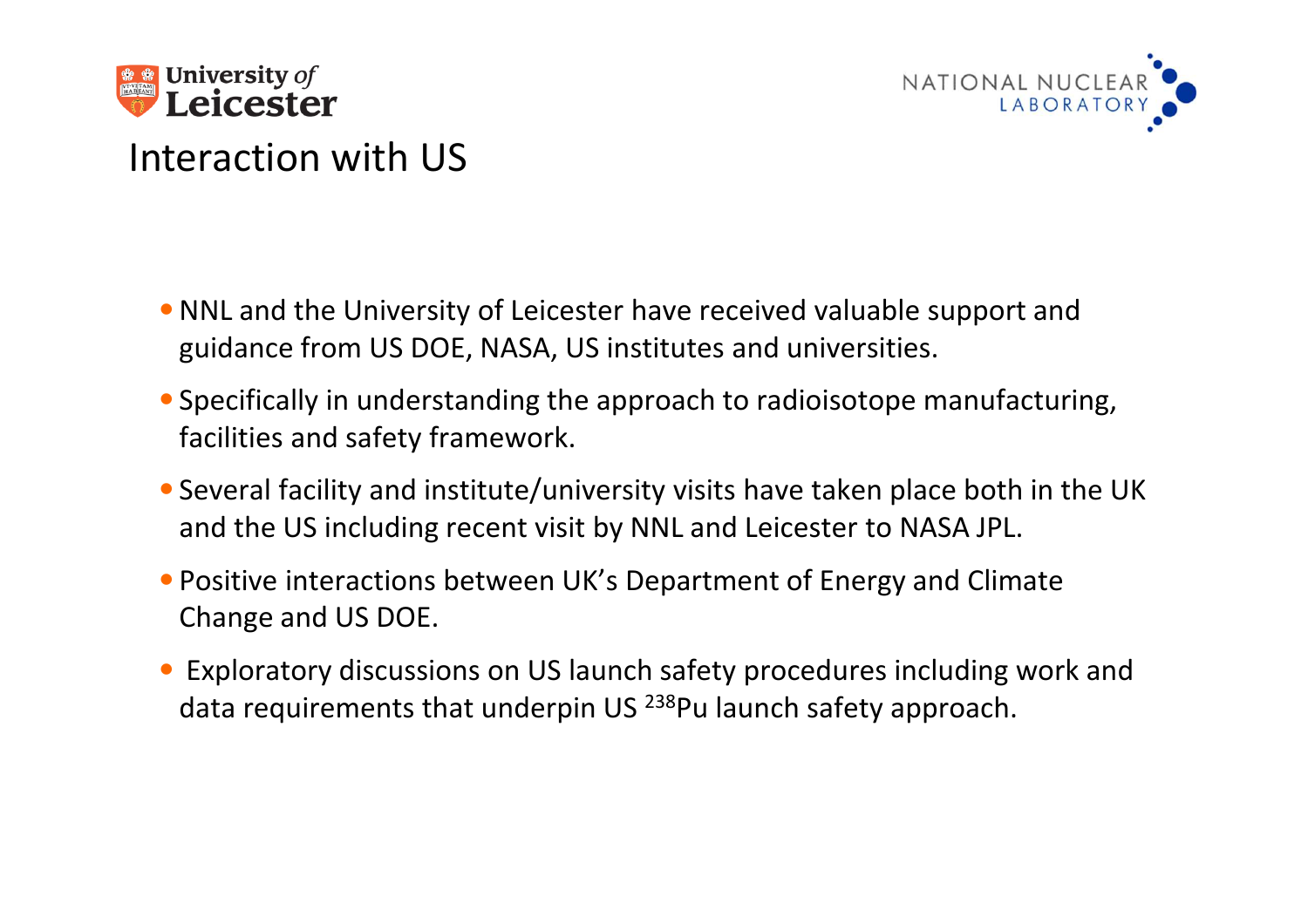# Interaction with US

- NNL and the University of Leicester have received valuable support and guidance from US DOE, NASA, US institutes and universities.
- Specifically in understanding the approach to radioisotope manufacturing, facilities and safety framework.
- Several facility and institute/university visits have taken place both in the UK and the US including recent visit by NNL and Leicester to NASA JPL.
- Positive interactions between UK's Department of Energy and Climate Change and US DOE.
- Exploratory discussions on US launch safety procedures including work and data requirements that underpin US $^{238}Pu$ launch safety approach.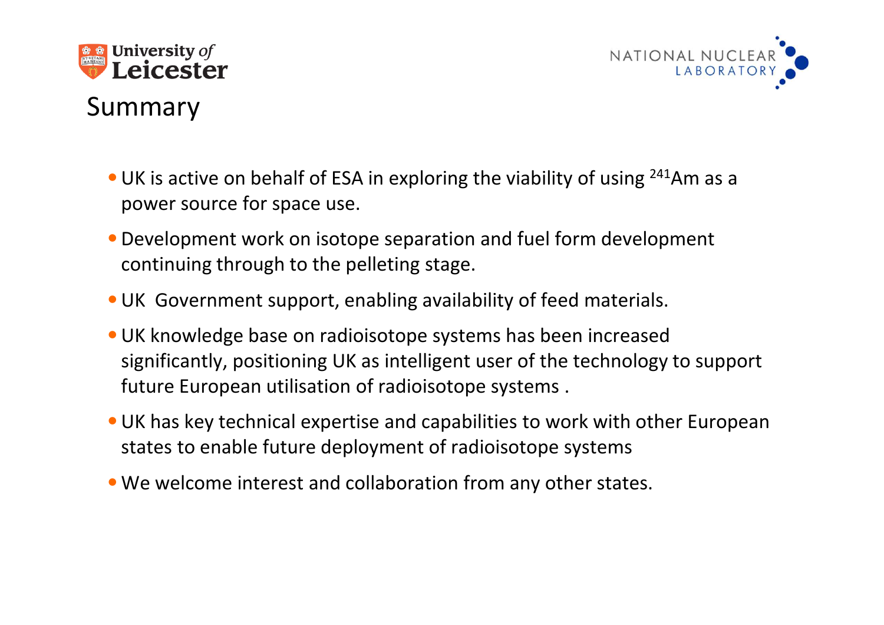# Summary

- UK is active on behalf of ESA in exploring the viability of using $^{241}Am$ as a power source for space use.
- Development work on isotope separation and fuel form development continuing through to the pelleting stage.
- UK Government support, enabling availability of feed materials.
- UK knowledge base on radioisotope systems has been increased significantly, positioning UK as intelligent user of the technology to support future European utilisation of radioisotope systems .
- UK has key technical expertise and capabilities to work with other European states to enable future deployment of radioisotope systems
- We welcome interest and collaboration from any other states.